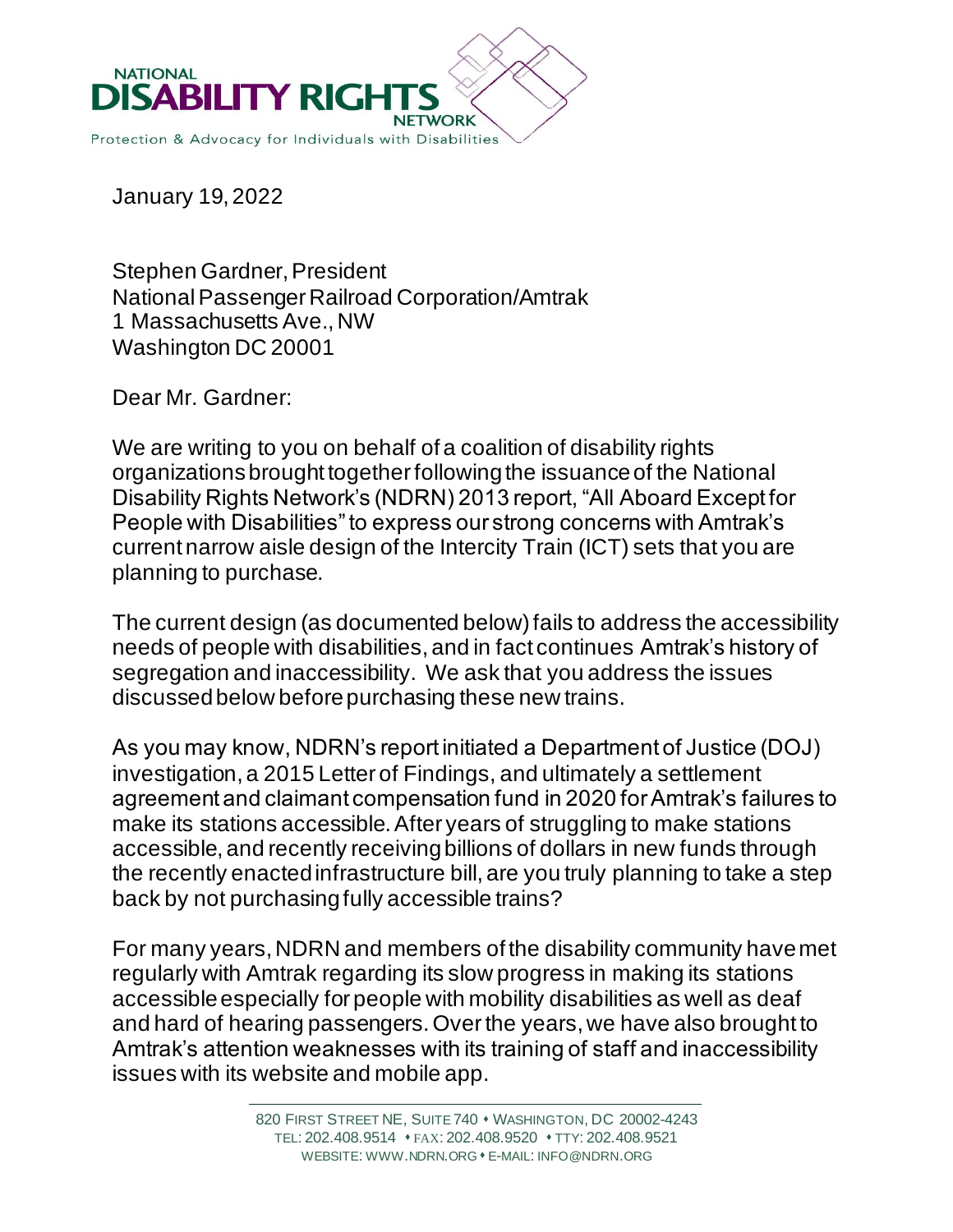NATIONAL
**DISABILITY RIGHTS**
NETWORK
Protection & Advocacy for Individuals with Disabilities

January 19, 2022

Stephen Gardner, President
National Passenger Railroad Corporation/Amtrak
1 Massachusetts Ave., NW
Washington DC 20001

Dear Mr. Gardner:

We are writing to you on behalf of a coalition of disability rights organizations brought together following the issuance of the National Disability Rights Network's (NDRN) 2013 report, "All Aboard Except for People with Disabilities" to express our strong concerns with Amtrak's current narrow aisle design of the Intercity Train (ICT) sets that you are planning to purchase.

The current design (as documented below) fails to address the accessibility needs of people with disabilities, and in fact continues Amtrak's history of segregation and inaccessibility. We ask that you address the issues discussed below before purchasing these new trains.

As you may know, NDRN's report initiated a Department of Justice (DOJ) investigation, a 2015 Letter of Findings, and ultimately a settlement agreement and claimant compensation fund in 2020 for Amtrak's failures to make its stations accessible. After years of struggling to make stations accessible, and recently receiving billions of dollars in new funds through the recently enacted infrastructure bill, are you truly planning to take a step back by not purchasing fully accessible trains?

For many years, NDRN and members of the disability community have met regularly with Amtrak regarding its slow progress in making its stations accessible especially for people with mobility disabilities as well as deaf and hard of hearing passengers. Over the years, we have also brought to Amtrak's attention weaknesses with its training of staff and inaccessibility issues with its website and mobile app.

820 FIRST STREET NE, SUITE 740 • WASHINGTON, DC 20002-4243
TEL: 202.408.9514 • FAX: 202.408.9520 • TTY: 202.408.9521
WEBSITE: WWW.NDRN.ORG • E-MAIL: INFO@NDRN.ORG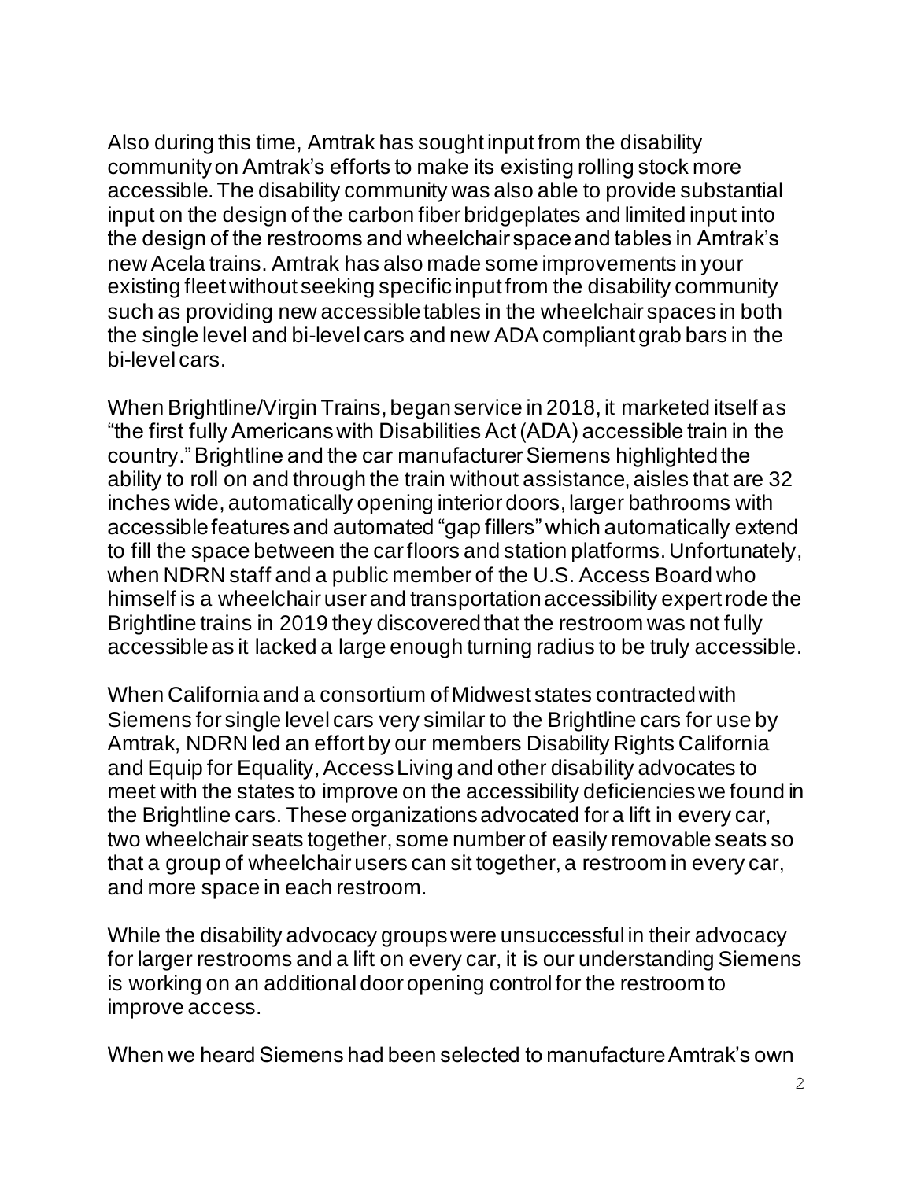Also during this time, Amtrak has sought input from the disability community on Amtrak's efforts to make its existing rolling stock more accessible. The disability community was also able to provide substantial input on the design of the carbon fiber bridgeplates and limited input into the design of the restrooms and wheelchair space and tables in Amtrak's new Acela trains. Amtrak has also made some improvements in your existing fleet without seeking specific input from the disability community such as providing new accessible tables in the wheelchair spaces in both the single level and bi-level cars and new ADA compliant grab bars in the bi-level cars.

When Brightline/Virgin Trains, began service in 2018, it marketed itself as "the first fully Americans with Disabilities Act (ADA) accessible train in the country." Brightline and the car manufacturer Siemens highlighted the ability to roll on and through the train without assistance, aisles that are 32 inches wide, automatically opening interior doors, larger bathrooms with accessible features and automated "gap fillers" which automatically extend to fill the space between the car floors and station platforms. Unfortunately, when NDRN staff and a public member of the U.S. Access Board who himself is a wheelchair user and transportation accessibility expert rode the Brightline trains in 2019 they discovered that the restroom was not fully accessible as it lacked a large enough turning radius to be truly accessible.

When California and a consortium of Midwest states contracted with Siemens for single level cars very similar to the Brightline cars for use by Amtrak, NDRN led an effort by our members Disability Rights California and Equip for Equality, Access Living and other disability advocates to meet with the states to improve on the accessibility deficiencies we found in the Brightline cars. These organizations advocated for a lift in every car, two wheelchair seats together, some number of easily removable seats so that a group of wheelchair users can sit together, a restroom in every car, and more space in each restroom.

While the disability advocacy groups were unsuccessful in their advocacy for larger restrooms and a lift on every car, it is our understanding Siemens is working on an additional door opening control for the restroom to improve access.

When we heard Siemens had been selected to manufacture Amtrak's own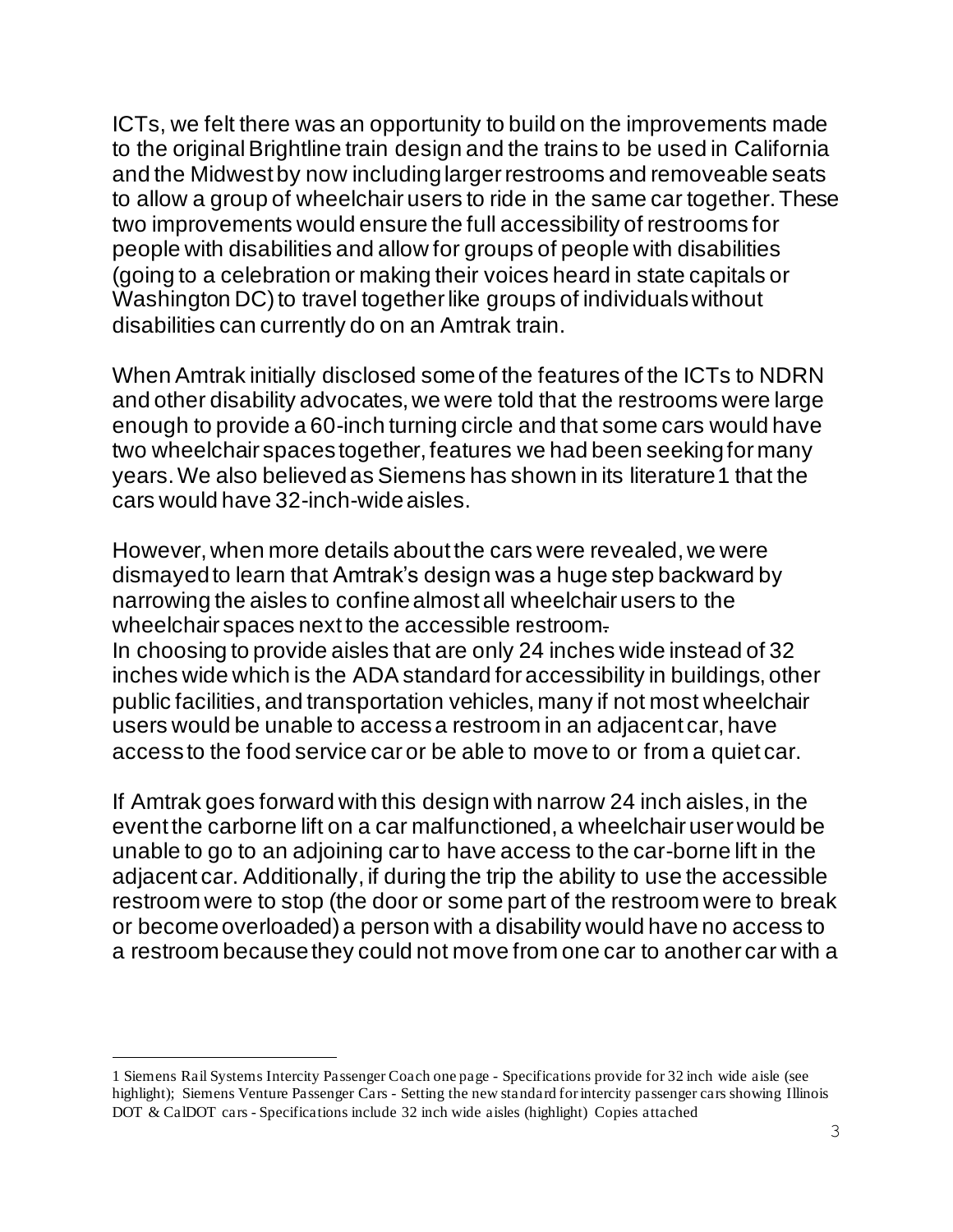ICTs, we felt there was an opportunity to build on the improvements made to the original Brightline train design and the trains to be used in California and the Midwest by now including larger restrooms and removeable seats to allow a group of wheelchair users to ride in the same car together. These two improvements would ensure the full accessibility of restrooms for people with disabilities and allow for groups of people with disabilities (going to a celebration or making their voices heard in state capitals or Washington DC) to travel together like groups of individuals without disabilities can currently do on an Amtrak train.

When Amtrak initially disclosed some of the features of the ICTs to NDRN and other disability advocates, we were told that the restrooms were large enough to provide a 60-inch turning circle and that some cars would have two wheelchair spaces together, features we had been seeking for many years. We also believed as Siemens has shown in its literature[1] that the cars would have 32-inch-wide aisles.

However, when more details about the cars were revealed, we were dismayed to learn that Amtrak's design was a huge step backward by narrowing the aisles to confine almost all wheelchair users to the wheelchair spaces next to the accessible restroom.
In choosing to provide aisles that are only 24 inches wide instead of 32 inches wide which is the ADA standard for accessibility in buildings, other public facilities, and transportation vehicles, many if not most wheelchair users would be unable to access a restroom in an adjacent car, have access to the food service car or be able to move to or from a quiet car.

If Amtrak goes forward with this design with narrow 24 inch aisles, in the event the carborne lift on a car malfunctioned, a wheelchair user would be unable to go to an adjoining car to have access to the car-borne lift in the adjacent car. Additionally, if during the trip the ability to use the accessible restroom were to stop (the door or some part of the restroom were to break or become overloaded) a person with a disability would have no access to a restroom because they could not move from one car to another car with a

---

[1] Siemens Rail Systems Intercity Passenger Coach one page - Specifications provide for 32 inch wide aisle (see highlight); Siemens Venture Passenger Cars - Setting the new standard for intercity passenger cars showing Illinois DOT & CalDOT cars - Specifications include 32 inch wide aisles (highlight) Copies attached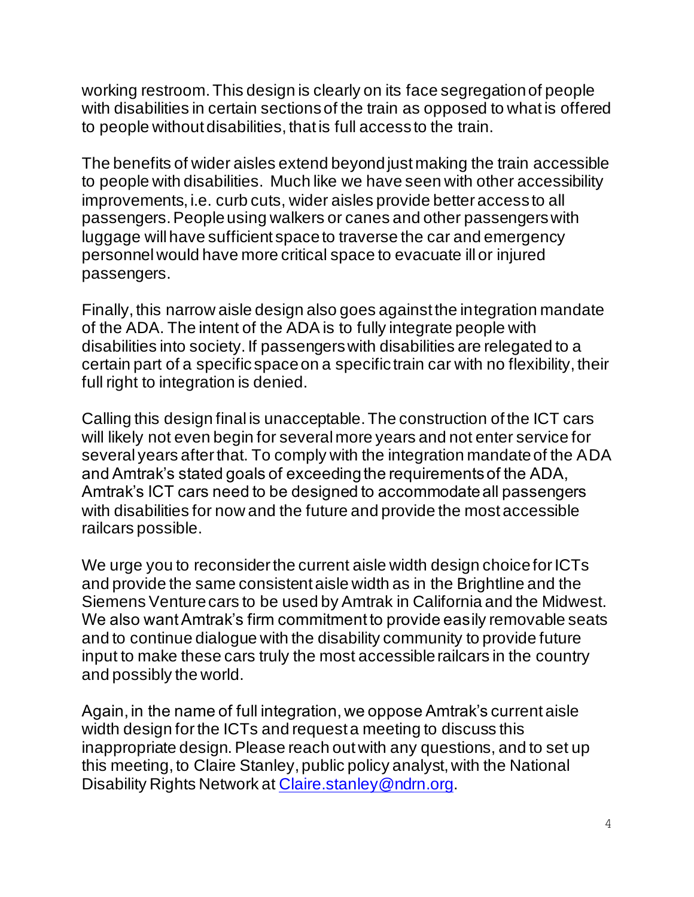working restroom. This design is clearly on its face segregation of people with disabilities in certain sections of the train as opposed to what is offered to people without disabilities, that is full access to the train.

The benefits of wider aisles extend beyond just making the train accessible to people with disabilities. Much like we have seen with other accessibility improvements, i.e. curb cuts, wider aisles provide better access to all passengers. People using walkers or canes and other passengers with luggage will have sufficient space to traverse the car and emergency personnel would have more critical space to evacuate ill or injured passengers.

Finally, this narrow aisle design also goes against the integration mandate of the ADA. The intent of the ADA is to fully integrate people with disabilities into society. If passengers with disabilities are relegated to a certain part of a specific space on a specific train car with no flexibility, their full right to integration is denied.

Calling this design final is unacceptable. The construction of the ICT cars will likely not even begin for several more years and not enter service for several years after that. To comply with the integration mandate of the ADA and Amtrak's stated goals of exceeding the requirements of the ADA, Amtrak's ICT cars need to be designed to accommodate all passengers with disabilities for now and the future and provide the most accessible railcars possible.

We urge you to reconsider the current aisle width design choice for ICTs and provide the same consistent aisle width as in the Brightline and the Siemens Venture cars to be used by Amtrak in California and the Midwest. We also want Amtrak's firm commitment to provide easily removable seats and to continue dialogue with the disability community to provide future input to make these cars truly the most accessible railcars in the country and possibly the world.

Again, in the name of full integration, we oppose Amtrak's current aisle width design for the ICTs and request a meeting to discuss this inappropriate design. Please reach out with any questions, and to set up this meeting, to Claire Stanley, public policy analyst, with the National Disability Rights Network at Claire.stanley@ndrn.org.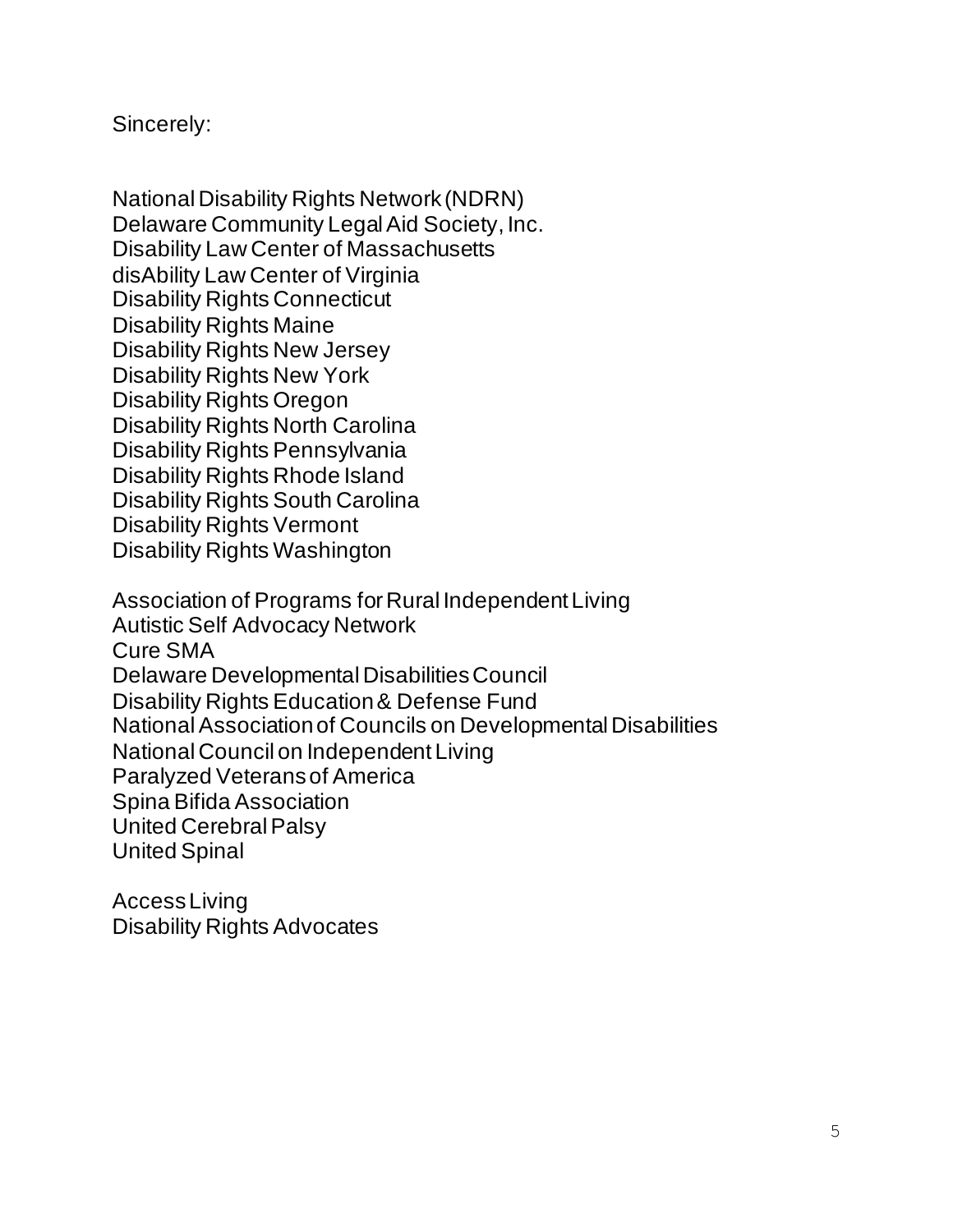Sincerely:

National Disability Rights Network (NDRN)
Delaware Community Legal Aid Society, Inc.
Disability Law Center of Massachusetts
disAbility Law Center of Virginia
Disability Rights Connecticut
Disability Rights Maine
Disability Rights New Jersey
Disability Rights New York
Disability Rights Oregon
Disability Rights North Carolina
Disability Rights Pennsylvania
Disability Rights Rhode Island
Disability Rights South Carolina
Disability Rights Vermont
Disability Rights Washington

Association of Programs for Rural Independent Living
Autistic Self Advocacy Network
Cure SMA
Delaware Developmental Disabilities Council
Disability Rights Education & Defense Fund
National Association of Councils on Developmental Disabilities
National Council on Independent Living
Paralyzed Veterans of America
Spina Bifida Association
United Cerebral Palsy
United Spinal

Access Living
Disability Rights Advocates